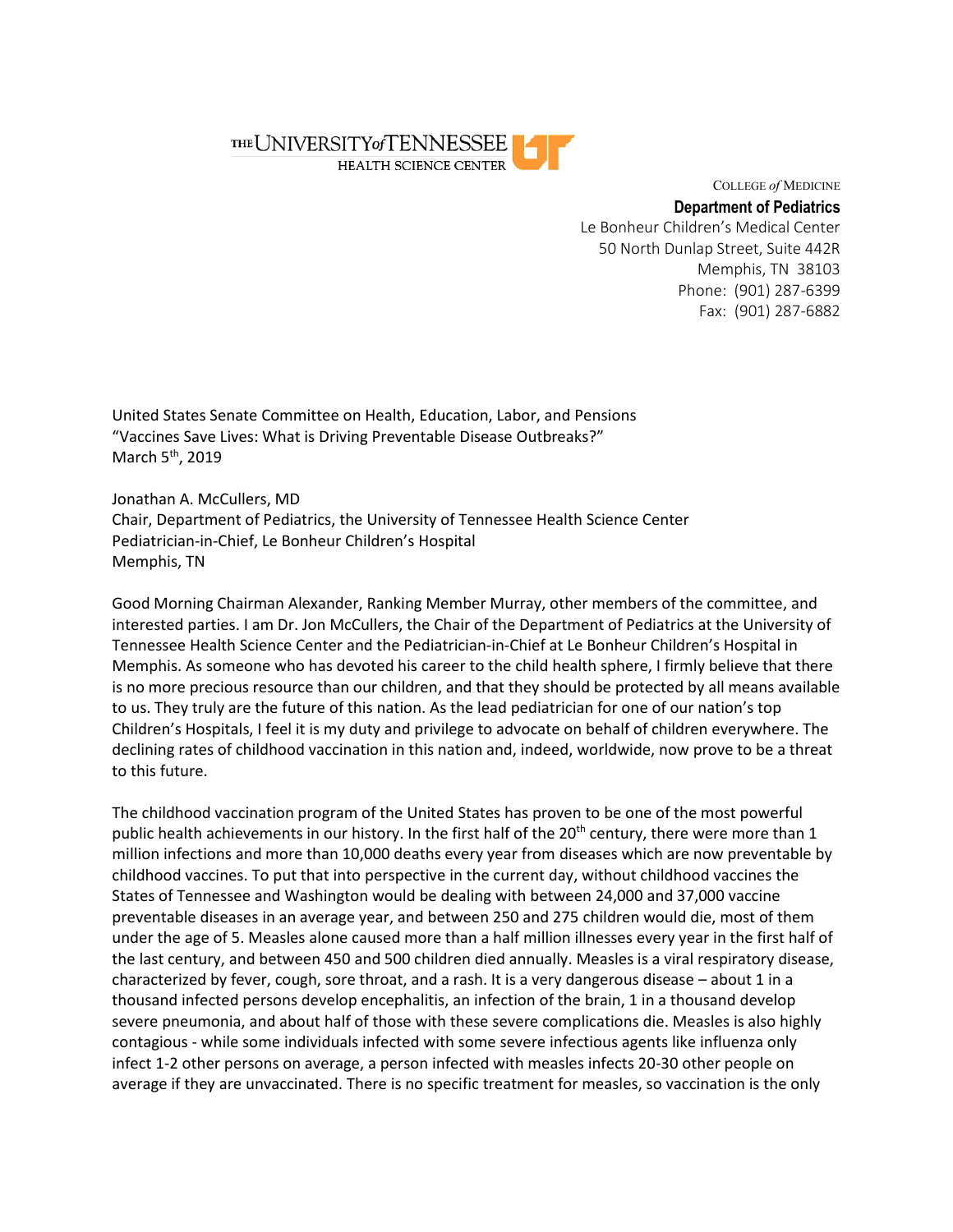THE UNIVERSITY of TENNESSEE
HEALTH SCIENCE CENTER

COLLEGE of MEDICINE
**Department of Pediatrics**
Le Bonheur Children's Medical Center
50 North Dunlap Street, Suite 442R
Memphis, TN 38103
Phone: (901) 287-6399
Fax: (901) 287-6882

United States Senate Committee on Health, Education, Labor, and Pensions
"Vaccines Save Lives: What is Driving Preventable Disease Outbreaks?"
March 5th, 2019

Jonathan A. McCullers, MD
Chair, Department of Pediatrics, the University of Tennessee Health Science Center
Pediatrician-in-Chief, Le Bonheur Children's Hospital
Memphis, TN

Good Morning Chairman Alexander, Ranking Member Murray, other members of the committee, and interested parties. I am Dr. Jon McCullers, the Chair of the Department of Pediatrics at the University of Tennessee Health Science Center and the Pediatrician-in-Chief at Le Bonheur Children's Hospital in Memphis. As someone who has devoted his career to the child health sphere, I firmly believe that there is no more precious resource than our children, and that they should be protected by all means available to us. They truly are the future of this nation. As the lead pediatrician for one of our nation's top Children's Hospitals, I feel it is my duty and privilege to advocate on behalf of children everywhere. The declining rates of childhood vaccination in this nation and, indeed, worldwide, now prove to be a threat to this future.

The childhood vaccination program of the United States has proven to be one of the most powerful public health achievements in our history. In the first half of the 20th century, there were more than 1 million infections and more than 10,000 deaths every year from diseases which are now preventable by childhood vaccines. To put that into perspective in the current day, without childhood vaccines the States of Tennessee and Washington would be dealing with between 24,000 and 37,000 vaccine preventable diseases in an average year, and between 250 and 275 children would die, most of them under the age of 5. Measles alone caused more than a half million illnesses every year in the first half of the last century, and between 450 and 500 children died annually. Measles is a viral respiratory disease, characterized by fever, cough, sore throat, and a rash. It is a very dangerous disease – about 1 in a thousand infected persons develop encephalitis, an infection of the brain, 1 in a thousand develop severe pneumonia, and about half of those with these severe complications die. Measles is also highly contagious - while some individuals infected with some severe infectious agents like influenza only infect 1-2 other persons on average, a person infected with measles infects 20-30 other people on average if they are unvaccinated. There is no specific treatment for measles, so vaccination is the only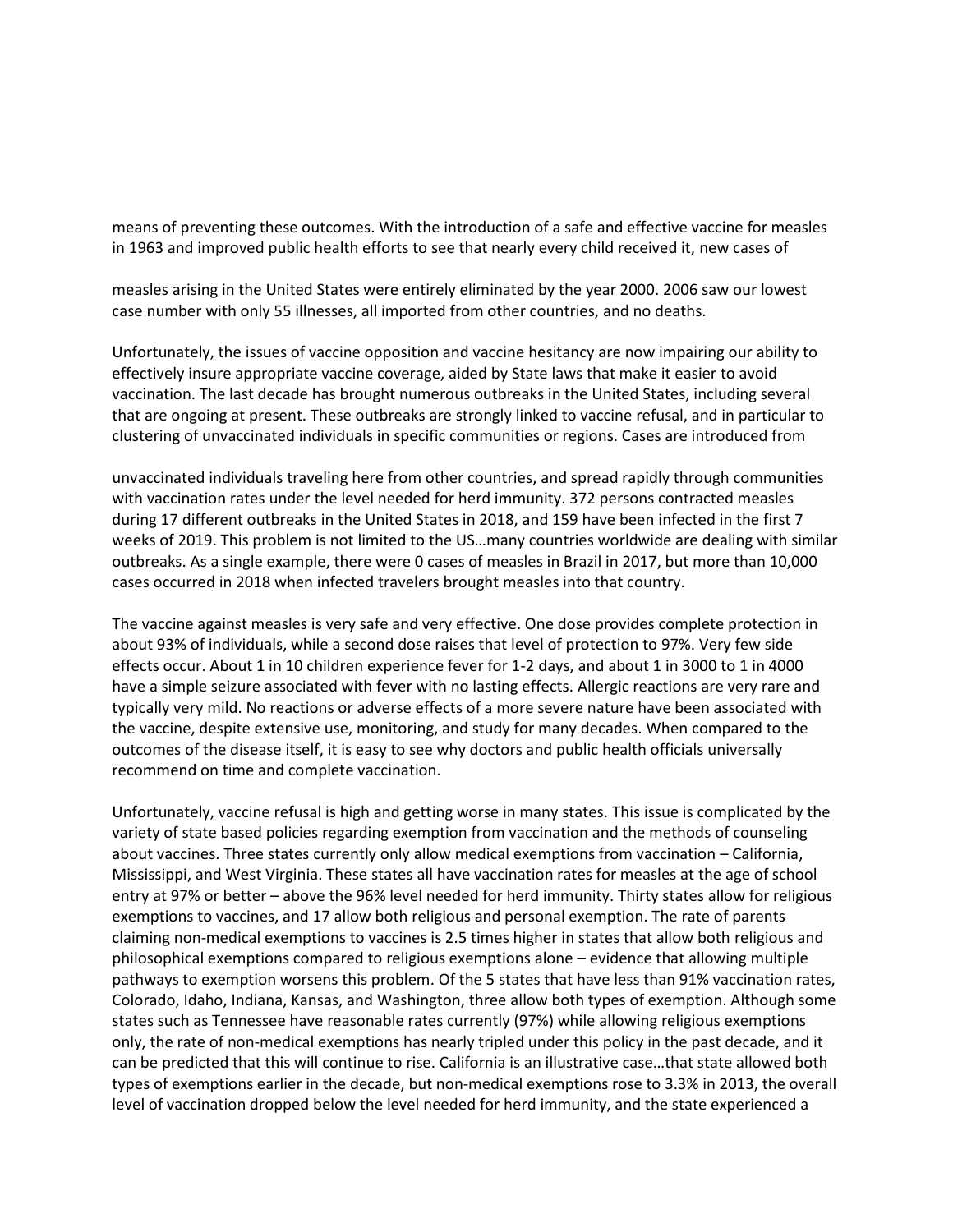means of preventing these outcomes. With the introduction of a safe and effective vaccine for measles in 1963 and improved public health efforts to see that nearly every child received it, new cases of measles arising in the United States were entirely eliminated by the year 2000. 2006 saw our lowest case number with only 55 illnesses, all imported from other countries, and no deaths.

Unfortunately, the issues of vaccine opposition and vaccine hesitancy are now impairing our ability to effectively insure appropriate vaccine coverage, aided by State laws that make it easier to avoid vaccination. The last decade has brought numerous outbreaks in the United States, including several that are ongoing at present. These outbreaks are strongly linked to vaccine refusal, and in particular to clustering of unvaccinated individuals in specific communities or regions. Cases are introduced from unvaccinated individuals traveling here from other countries, and spread rapidly through communities with vaccination rates under the level needed for herd immunity. 372 persons contracted measles during 17 different outbreaks in the United States in 2018, and 159 have been infected in the first 7 weeks of 2019. This problem is not limited to the US…many countries worldwide are dealing with similar outbreaks. As a single example, there were 0 cases of measles in Brazil in 2017, but more than 10,000 cases occurred in 2018 when infected travelers brought measles into that country.

The vaccine against measles is very safe and very effective. One dose provides complete protection in about 93% of individuals, while a second dose raises that level of protection to 97%. Very few side effects occur. About 1 in 10 children experience fever for 1-2 days, and about 1 in 3000 to 1 in 4000 have a simple seizure associated with fever with no lasting effects. Allergic reactions are very rare and typically very mild. No reactions or adverse effects of a more severe nature have been associated with the vaccine, despite extensive use, monitoring, and study for many decades. When compared to the outcomes of the disease itself, it is easy to see why doctors and public health officials universally recommend on time and complete vaccination.

Unfortunately, vaccine refusal is high and getting worse in many states. This issue is complicated by the variety of state based policies regarding exemption from vaccination and the methods of counseling about vaccines. Three states currently only allow medical exemptions from vaccination – California, Mississippi, and West Virginia. These states all have vaccination rates for measles at the age of school entry at 97% or better – above the 96% level needed for herd immunity. Thirty states allow for religious exemptions to vaccines, and 17 allow both religious and personal exemption. The rate of parents claiming non-medical exemptions to vaccines is 2.5 times higher in states that allow both religious and philosophical exemptions compared to religious exemptions alone – evidence that allowing multiple pathways to exemption worsens this problem. Of the 5 states that have less than 91% vaccination rates, Colorado, Idaho, Indiana, Kansas, and Washington, three allow both types of exemption. Although some states such as Tennessee have reasonable rates currently (97%) while allowing religious exemptions only, the rate of non-medical exemptions has nearly tripled under this policy in the past decade, and it can be predicted that this will continue to rise. California is an illustrative case…that state allowed both types of exemptions earlier in the decade, but non-medical exemptions rose to 3.3% in 2013, the overall level of vaccination dropped below the level needed for herd immunity, and the state experienced a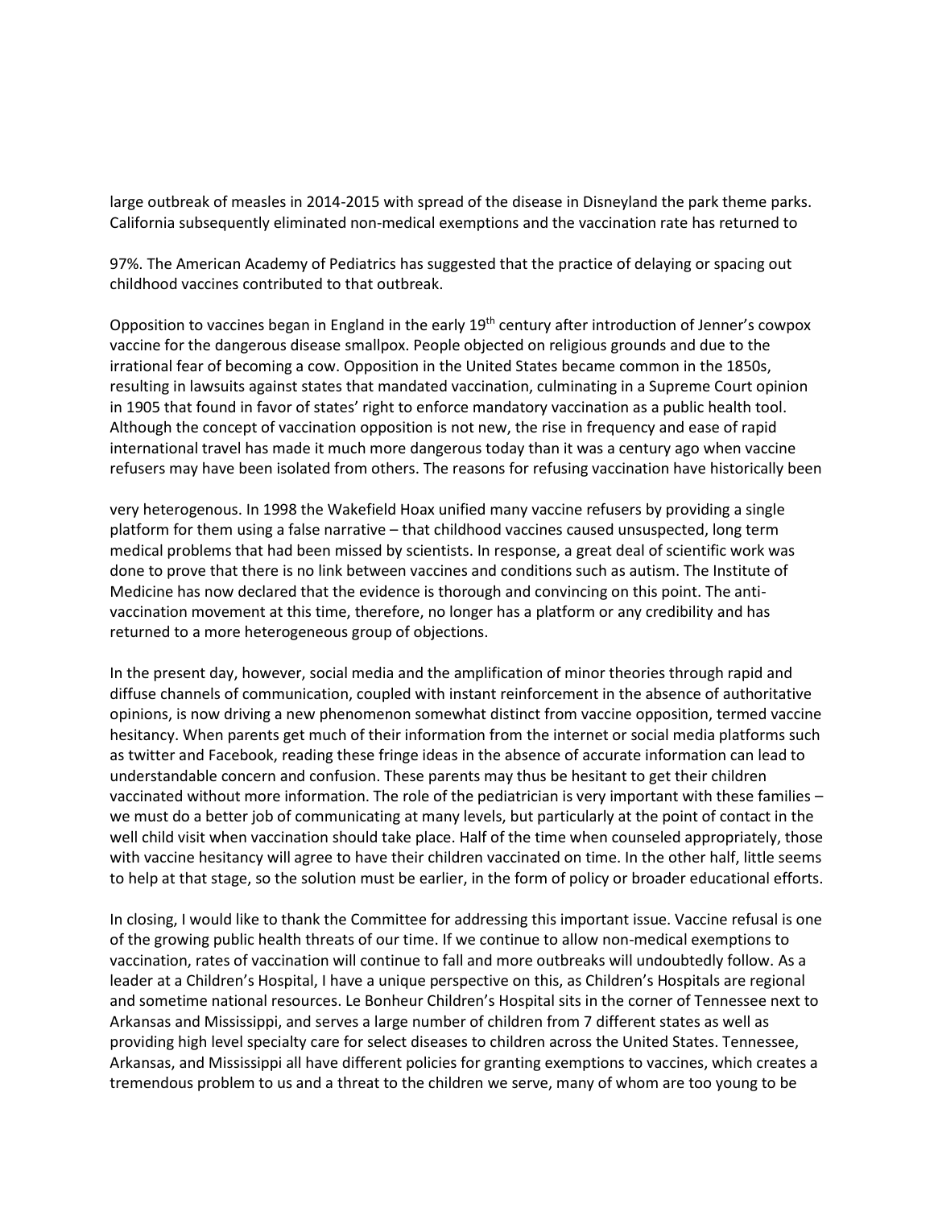large outbreak of measles in 2014-2015 with spread of the disease in Disneyland the park theme parks. California subsequently eliminated non-medical exemptions and the vaccination rate has returned to

97%. The American Academy of Pediatrics has suggested that the practice of delaying or spacing out childhood vaccines contributed to that outbreak.

Opposition to vaccines began in England in the early 19th century after introduction of Jenner's cowpox vaccine for the dangerous disease smallpox. People objected on religious grounds and due to the irrational fear of becoming a cow. Opposition in the United States became common in the 1850s, resulting in lawsuits against states that mandated vaccination, culminating in a Supreme Court opinion in 1905 that found in favor of states' right to enforce mandatory vaccination as a public health tool. Although the concept of vaccination opposition is not new, the rise in frequency and ease of rapid international travel has made it much more dangerous today than it was a century ago when vaccine refusers may have been isolated from others. The reasons for refusing vaccination have historically been

very heterogenous. In 1998 the Wakefield Hoax unified many vaccine refusers by providing a single platform for them using a false narrative – that childhood vaccines caused unsuspected, long term medical problems that had been missed by scientists. In response, a great deal of scientific work was done to prove that there is no link between vaccines and conditions such as autism. The Institute of Medicine has now declared that the evidence is thorough and convincing on this point. The anti-vaccination movement at this time, therefore, no longer has a platform or any credibility and has returned to a more heterogeneous group of objections.

In the present day, however, social media and the amplification of minor theories through rapid and diffuse channels of communication, coupled with instant reinforcement in the absence of authoritative opinions, is now driving a new phenomenon somewhat distinct from vaccine opposition, termed vaccine hesitancy. When parents get much of their information from the internet or social media platforms such as twitter and Facebook, reading these fringe ideas in the absence of accurate information can lead to understandable concern and confusion. These parents may thus be hesitant to get their children vaccinated without more information. The role of the pediatrician is very important with these families – we must do a better job of communicating at many levels, but particularly at the point of contact in the well child visit when vaccination should take place. Half of the time when counseled appropriately, those with vaccine hesitancy will agree to have their children vaccinated on time. In the other half, little seems to help at that stage, so the solution must be earlier, in the form of policy or broader educational efforts.

In closing, I would like to thank the Committee for addressing this important issue. Vaccine refusal is one of the growing public health threats of our time. If we continue to allow non-medical exemptions to vaccination, rates of vaccination will continue to fall and more outbreaks will undoubtedly follow. As a leader at a Children's Hospital, I have a unique perspective on this, as Children's Hospitals are regional and sometime national resources. Le Bonheur Children's Hospital sits in the corner of Tennessee next to Arkansas and Mississippi, and serves a large number of children from 7 different states as well as providing high level specialty care for select diseases to children across the United States. Tennessee, Arkansas, and Mississippi all have different policies for granting exemptions to vaccines, which creates a tremendous problem to us and a threat to the children we serve, many of whom are too young to be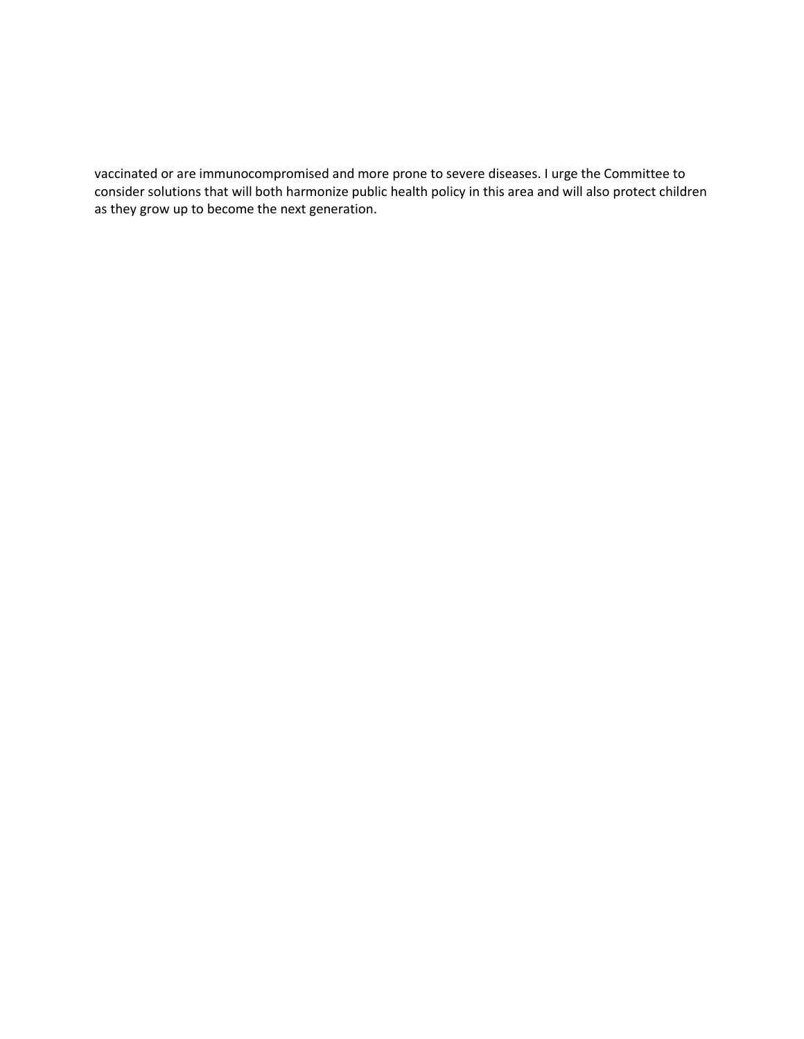vaccinated or are immunocompromised and more prone to severe diseases. I urge the Committee to consider solutions that will both harmonize public health policy in this area and will also protect children as they grow up to become the next generation.